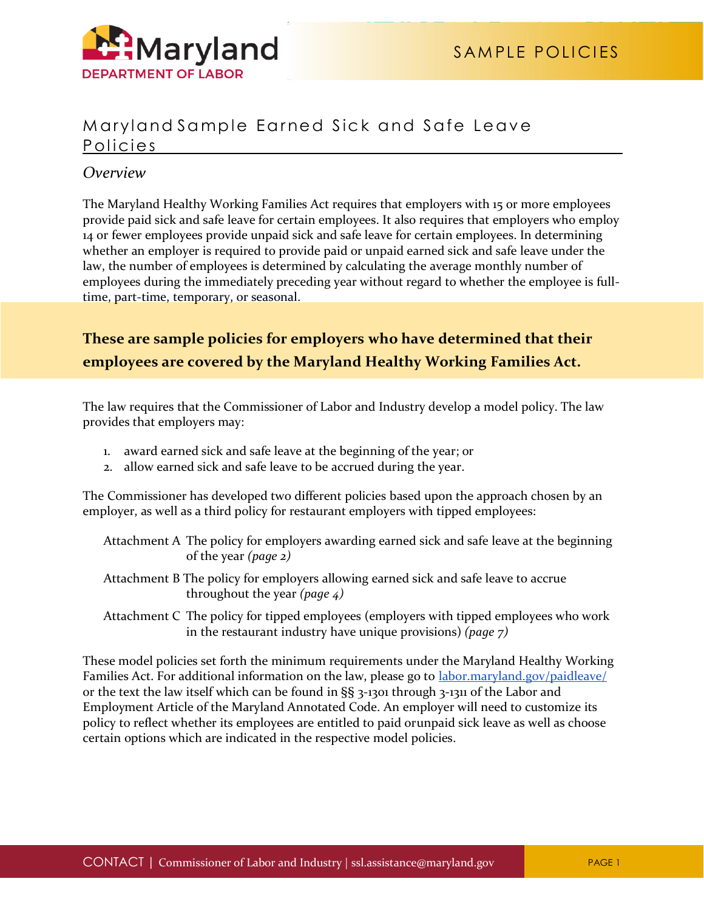SAMPLE POLICIES

# Maryland Sample Earned Sick and Safe Leave Policies

## *Overview*

The Maryland Healthy Working Families Act requires that employers with 15 or more employees provide paid sick and safe leave for certain employees. It also requires that employers who employ 14 or fewer employees provide unpaid sick and safe leave for certain employees. In determining whether an employer is required to provide paid or unpaid earned sick and safe leave under the law, the number of employees is determined by calculating the average monthly number of employees during the immediately preceding year without regard to whether the employee is full-time, part-time, temporary, or seasonal.

**These are sample policies for employers who have determined that their employees are covered by the Maryland Healthy Working Families Act.**

The law requires that the Commissioner of Labor and Industry develop a model policy. The law provides that employers may:

1. award earned sick and safe leave at the beginning of the year; or
2. allow earned sick and safe leave to be accrued during the year.

The Commissioner has developed two different policies based upon the approach chosen by an employer, as well as a third policy for restaurant employers with tipped employees:

Attachment A The policy for employers awarding earned sick and safe leave at the beginning of the year *(page 2)*

Attachment B The policy for employers allowing earned sick and safe leave to accrue throughout the year *(page 4)*

Attachment C The policy for tipped employees (employers with tipped employees who work in the restaurant industry have unique provisions) *(page 7)*

These model policies set forth the minimum requirements under the Maryland Healthy Working Families Act. For additional information on the law, please go to [labor.maryland.gov/paidleave/](labor.maryland.gov/paidleave/) or the text the law itself which can be found in §§ 3-1301 through 3-1311 of the Labor and Employment Article of the Maryland Annotated Code. An employer will need to customize its policy to reflect whether its employees are entitled to paid orunpaid sick leave as well as choose certain options which are indicated in the respective model policies.

CONTACT | Commissioner of Labor and Industry | ssl.assistance@maryland.gov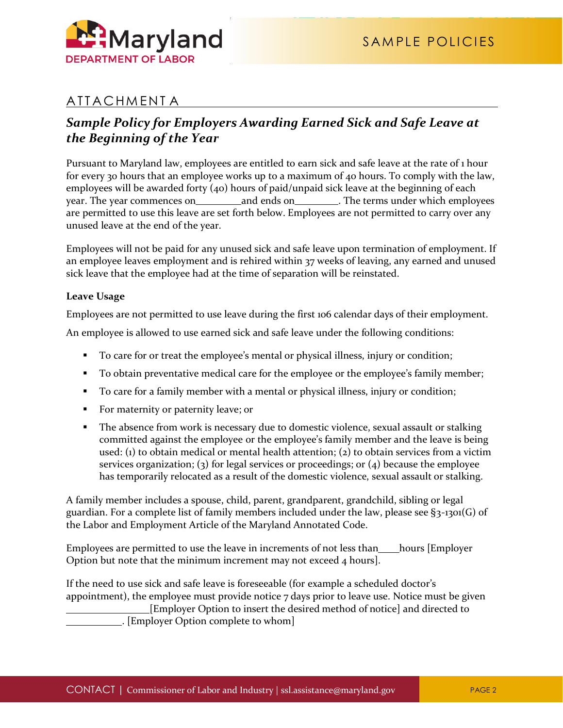## ATTACHMENT A

### *Sample Policy for Employers Awarding Earned Sick and Safe Leave at the Beginning of the Year*

Pursuant to Maryland law, employees are entitled to earn sick and safe leave at the rate of 1 hour for every 30 hours that an employee works up to a maximum of 40 hours. To comply with the law, employees will be awarded forty (40) hours of paid/unpaid sick leave at the beginning of each year. The year commences on\_\_\_\_\_\_\_\_\_and ends on\_\_\_\_\_\_\_\_\_. The terms under which employees are permitted to use this leave are set forth below. Employees are not permitted to carry over any unused leave at the end of the year.

Employees will not be paid for any unused sick and safe leave upon termination of employment. If an employee leaves employment and is rehired within 37 weeks of leaving, any earned and unused sick leave that the employee had at the time of separation will be reinstated.

**Leave Usage**

Employees are not permitted to use leave during the first 106 calendar days of their employment.

An employee is allowed to use earned sick and safe leave under the following conditions:

- To care for or treat the employee's mental or physical illness, injury or condition;
- To obtain preventative medical care for the employee or the employee's family member;
- To care for a family member with a mental or physical illness, injury or condition;
- For maternity or paternity leave; or
- The absence from work is necessary due to domestic violence, sexual assault or stalking committed against the employee or the employee's family member and the leave is being used: (1) to obtain medical or mental health attention; (2) to obtain services from a victim services organization; (3) for legal services or proceedings; or (4) because the employee has temporarily relocated as a result of the domestic violence, sexual assault or stalking.

A family member includes a spouse, child, parent, grandparent, grandchild, sibling or legal guardian. For a complete list of family members included under the law, please see §3-1301(G) of the Labor and Employment Article of the Maryland Annotated Code.

Employees are permitted to use the leave in increments of not less than\_\_\_\_hours [Employer Option but note that the minimum increment may not exceed 4 hours].

If the need to use sick and safe leave is foreseeable (for example a scheduled doctor's appointment), the employee must provide notice 7 days prior to leave use. Notice must be given \_\_\_\_\_\_\_\_\_\_\_\_\_\_\_\_\_[Employer Option to insert the desired method of notice] and directed to \_\_\_\_\_\_\_\_\_\_\_. [Employer Option complete to whom]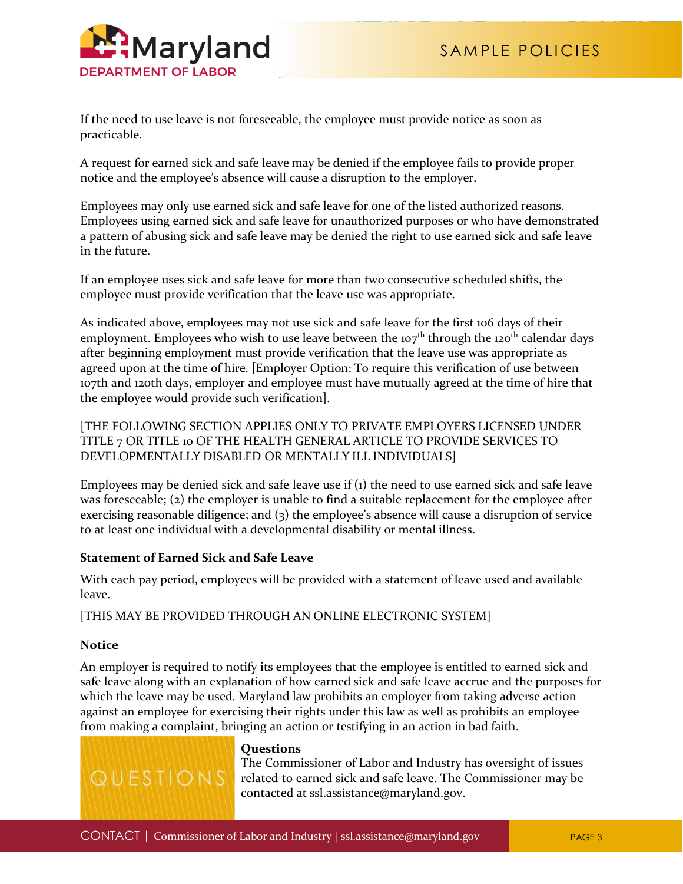If the need to use leave is not foreseeable, the employee must provide notice as soon as practicable.

A request for earned sick and safe leave may be denied if the employee fails to provide proper notice and the employee's absence will cause a disruption to the employer.

Employees may only use earned sick and safe leave for one of the listed authorized reasons. Employees using earned sick and safe leave for unauthorized purposes or who have demonstrated a pattern of abusing sick and safe leave may be denied the right to use earned sick and safe leave in the future.

If an employee uses sick and safe leave for more than two consecutive scheduled shifts, the employee must provide verification that the leave use was appropriate.

As indicated above, employees may not use sick and safe leave for the first 106 days of their employment. Employees who wish to use leave between the 107th through the 120th calendar days after beginning employment must provide verification that the leave use was appropriate as agreed upon at the time of hire. [Employer Option: To require this verification of use between 107th and 120th days, employer and employee must have mutually agreed at the time of hire that the employee would provide such verification].

[THE FOLLOWING SECTION APPLIES ONLY TO PRIVATE EMPLOYERS LICENSED UNDER TITLE 7 OR TITLE 10 OF THE HEALTH GENERAL ARTICLE TO PROVIDE SERVICES TO DEVELOPMENTALLY DISABLED OR MENTALLY ILL INDIVIDUALS]

Employees may be denied sick and safe leave use if (1) the need to use earned sick and safe leave was foreseeable; (2) the employer is unable to find a suitable replacement for the employee after exercising reasonable diligence; and (3) the employee's absence will cause a disruption of service to at least one individual with a developmental disability or mental illness.

**Statement of Earned Sick and Safe Leave**

With each pay period, employees will be provided with a statement of leave used and available leave.

[THIS MAY BE PROVIDED THROUGH AN ONLINE ELECTRONIC SYSTEM]

**Notice**

An employer is required to notify its employees that the employee is entitled to earned sick and safe leave along with an explanation of how earned sick and safe leave accrue and the purposes for which the leave may be used. Maryland law prohibits an employer from taking adverse action against an employee for exercising their rights under this law as well as prohibits an employee from making a complaint, bringing an action or testifying in an action in bad faith.

**Questions**

The Commissioner of Labor and Industry has oversight of issues related to earned sick and safe leave. The Commissioner may be contacted at ssl.assistance@maryland.gov.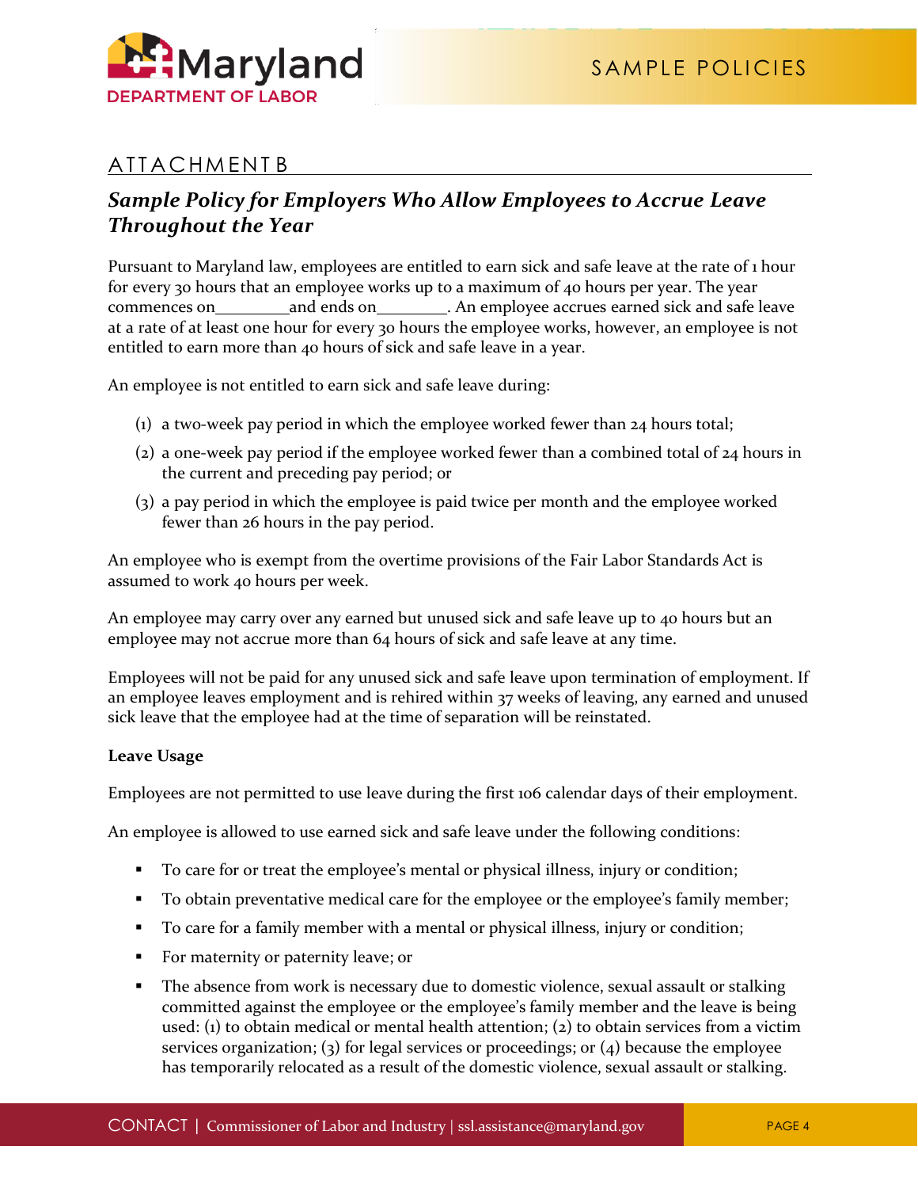## ATTACHMENT B

### *Sample Policy for Employers Who Allow Employees to Accrue Leave Throughout the Year*

Pursuant to Maryland law, employees are entitled to earn sick and safe leave at the rate of 1 hour for every 30 hours that an employee works up to a maximum of 40 hours per year. The year commences on\_\_\_\_\_\_\_\_\_and ends on\_\_\_\_\_\_\_\_. An employee accrues earned sick and safe leave at a rate of at least one hour for every 30 hours the employee works, however, an employee is not entitled to earn more than 40 hours of sick and safe leave in a year.

An employee is not entitled to earn sick and safe leave during:

(1) a two-week pay period in which the employee worked fewer than 24 hours total;

(2) a one-week pay period if the employee worked fewer than a combined total of 24 hours in the current and preceding pay period; or

(3) a pay period in which the employee is paid twice per month and the employee worked fewer than 26 hours in the pay period.

An employee who is exempt from the overtime provisions of the Fair Labor Standards Act is assumed to work 40 hours per week.

An employee may carry over any earned but unused sick and safe leave up to 40 hours but an employee may not accrue more than 64 hours of sick and safe leave at any time.

Employees will not be paid for any unused sick and safe leave upon termination of employment. If an employee leaves employment and is rehired within 37 weeks of leaving, any earned and unused sick leave that the employee had at the time of separation will be reinstated.

**Leave Usage**

Employees are not permitted to use leave during the first 106 calendar days of their employment.

An employee is allowed to use earned sick and safe leave under the following conditions:

- To care for or treat the employee's mental or physical illness, injury or condition;
- To obtain preventative medical care for the employee or the employee's family member;
- To care for a family member with a mental or physical illness, injury or condition;
- For maternity or paternity leave; or
- The absence from work is necessary due to domestic violence, sexual assault or stalking committed against the employee or the employee's family member and the leave is being used: (1) to obtain medical or mental health attention; (2) to obtain services from a victim services organization; (3) for legal services or proceedings; or (4) because the employee has temporarily relocated as a result of the domestic violence, sexual assault or stalking.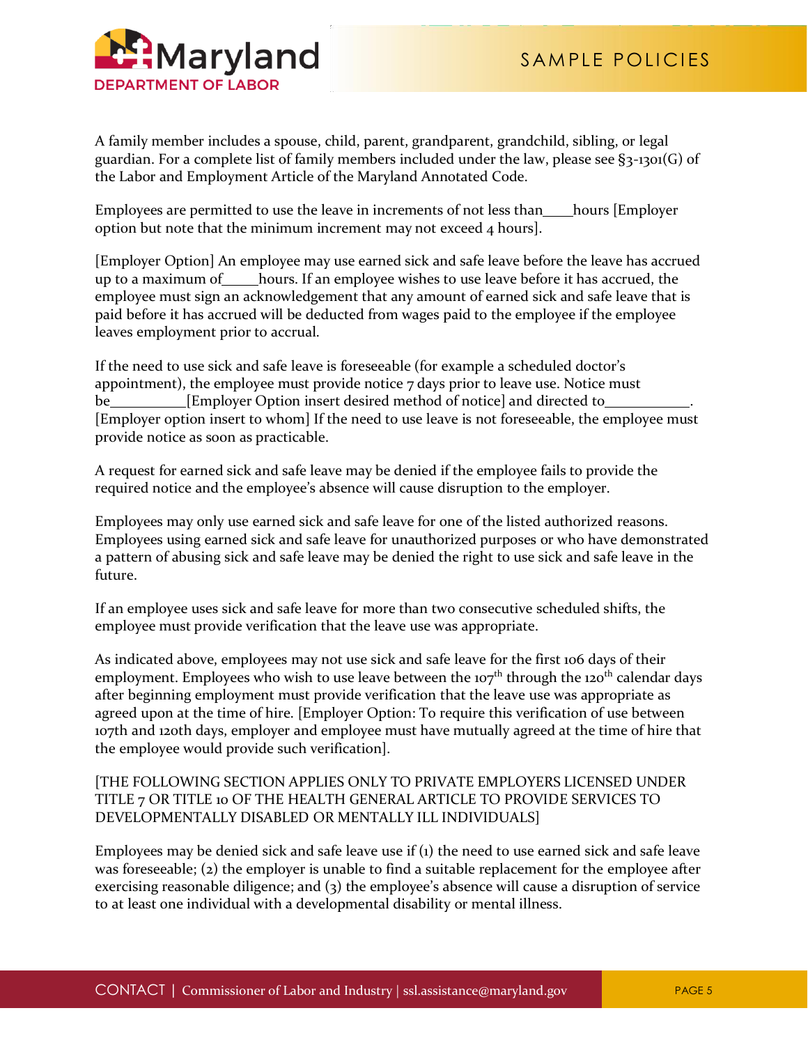A family member includes a spouse, child, parent, grandparent, grandchild, sibling, or legal guardian. For a complete list of family members included under the law, please see §3-1301(G) of the Labor and Employment Article of the Maryland Annotated Code.

Employees are permitted to use the leave in increments of not less than____hours [Employer option but note that the minimum increment may not exceed 4 hours].

[Employer Option] An employee may use earned sick and safe leave before the leave has accrued up to a maximum of_____hours. If an employee wishes to use leave before it has accrued, the employee must sign an acknowledgement that any amount of earned sick and safe leave that is paid before it has accrued will be deducted from wages paid to the employee if the employee leaves employment prior to accrual.

If the need to use sick and safe leave is foreseeable (for example a scheduled doctor's appointment), the employee must provide notice 7 days prior to leave use. Notice must be__________[Employer Option insert desired method of notice] and directed to___________. [Employer option insert to whom] If the need to use leave is not foreseeable, the employee must provide notice as soon as practicable.

A request for earned sick and safe leave may be denied if the employee fails to provide the required notice and the employee's absence will cause disruption to the employer.

Employees may only use earned sick and safe leave for one of the listed authorized reasons. Employees using earned sick and safe leave for unauthorized purposes or who have demonstrated a pattern of abusing sick and safe leave may be denied the right to use sick and safe leave in the future.

If an employee uses sick and safe leave for more than two consecutive scheduled shifts, the employee must provide verification that the leave use was appropriate.

As indicated above, employees may not use sick and safe leave for the first 106 days of their employment. Employees who wish to use leave between the 107th through the 120th calendar days after beginning employment must provide verification that the leave use was appropriate as agreed upon at the time of hire. [Employer Option: To require this verification of use between 107th and 120th days, employer and employee must have mutually agreed at the time of hire that the employee would provide such verification].

[THE FOLLOWING SECTION APPLIES ONLY TO PRIVATE EMPLOYERS LICENSED UNDER TITLE 7 OR TITLE 10 OF THE HEALTH GENERAL ARTICLE TO PROVIDE SERVICES TO DEVELOPMENTALLY DISABLED OR MENTALLY ILL INDIVIDUALS]

Employees may be denied sick and safe leave use if (1) the need to use earned sick and safe leave was foreseeable; (2) the employer is unable to find a suitable replacement for the employee after exercising reasonable diligence; and (3) the employee's absence will cause a disruption of service to at least one individual with a developmental disability or mental illness.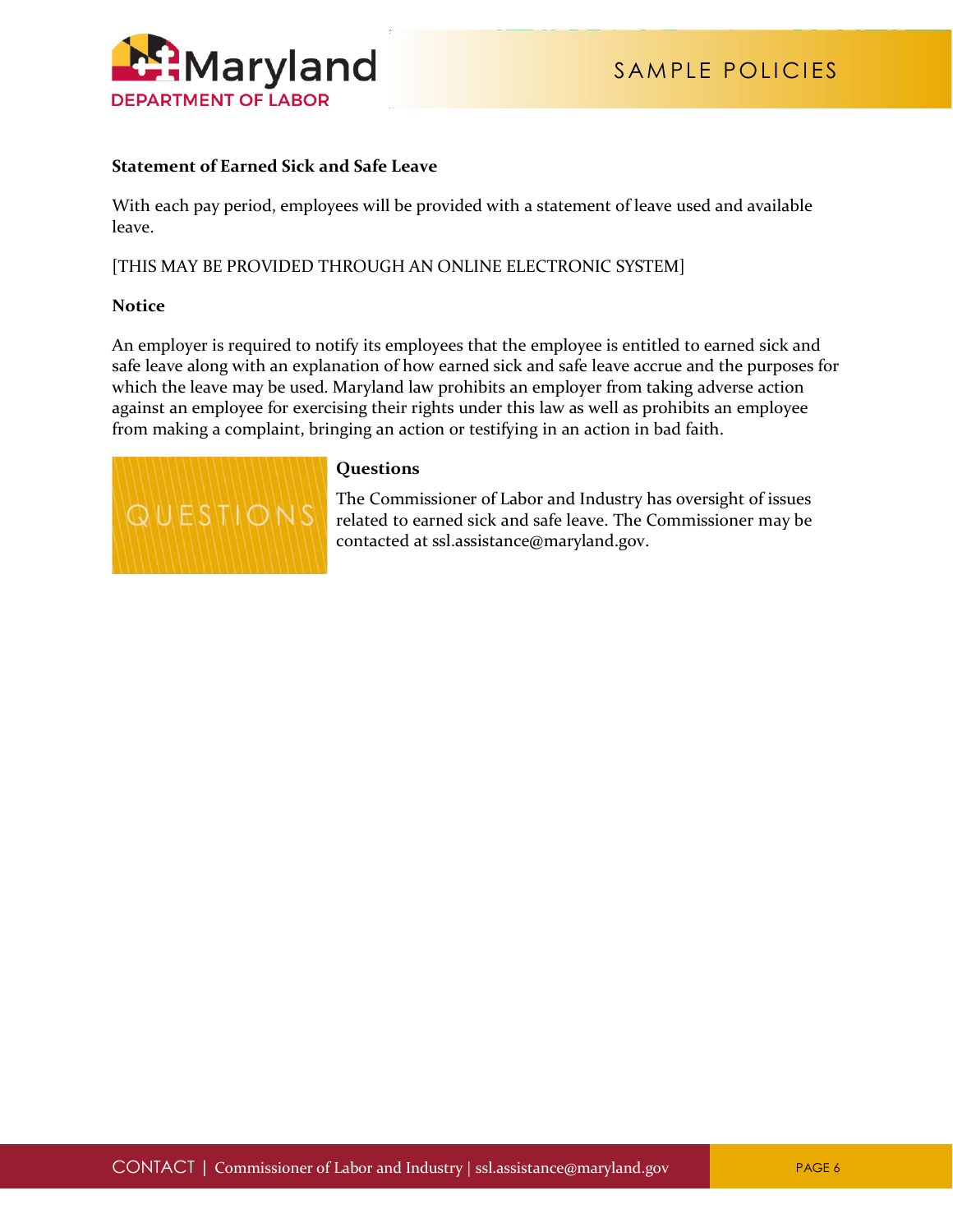**Statement of Earned Sick and Safe Leave**

With each pay period, employees will be provided with a statement of leave used and available leave.

[THIS MAY BE PROVIDED THROUGH AN ONLINE ELECTRONIC SYSTEM]

**Notice**

An employer is required to notify its employees that the employee is entitled to earned sick and safe leave along with an explanation of how earned sick and safe leave accrue and the purposes for which the leave may be used. Maryland law prohibits an employer from taking adverse action against an employee for exercising their rights under this law as well as prohibits an employee from making a complaint, bringing an action or testifying in an action in bad faith.

QUESTIONS

**Questions**

The Commissioner of Labor and Industry has oversight of issues related to earned sick and safe leave. The Commissioner may be contacted at ssl.assistance@maryland.gov.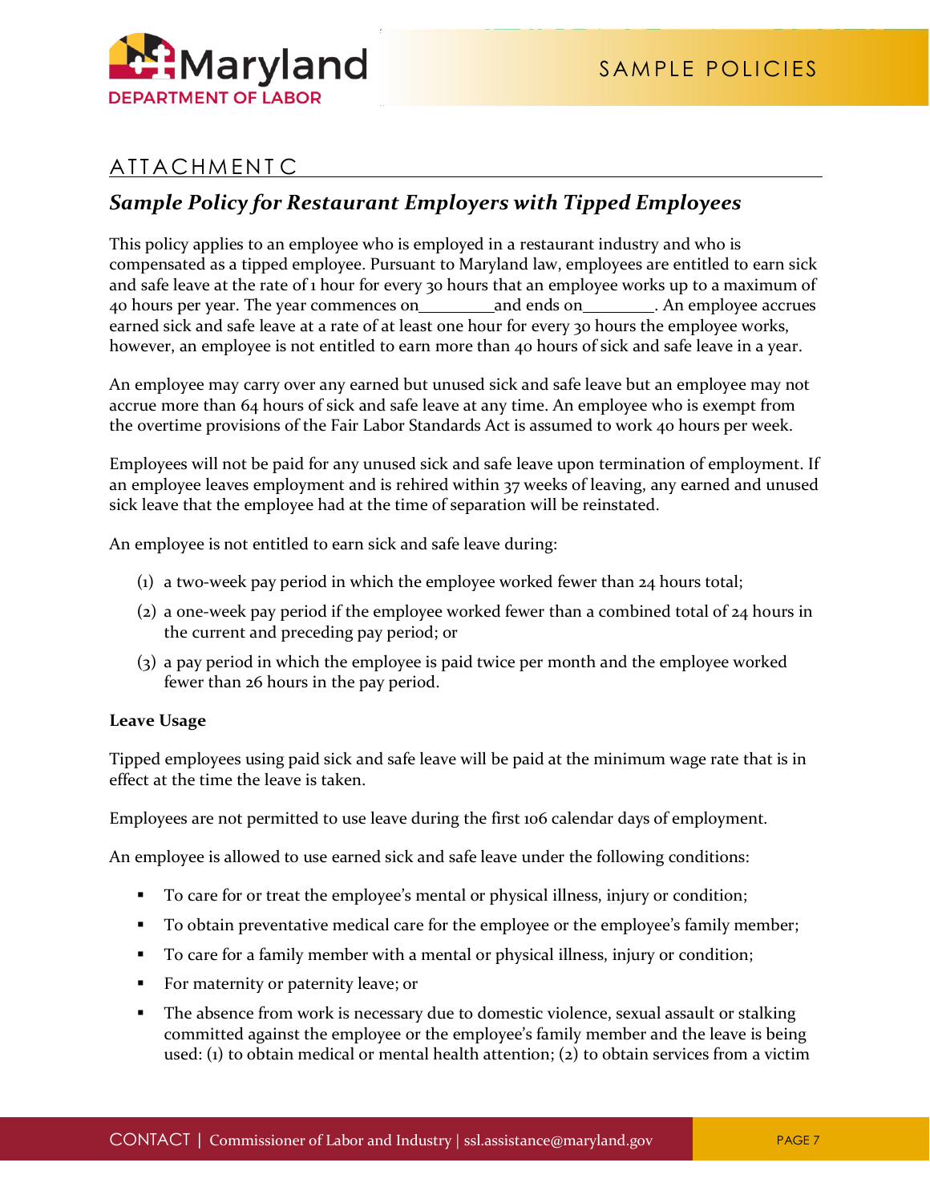## ATTACHMENT C

### *Sample Policy for Restaurant Employers with Tipped Employees*

This policy applies to an employee who is employed in a restaurant industry and who is compensated as a tipped employee. Pursuant to Maryland law, employees are entitled to earn sick and safe leave at the rate of 1 hour for every 30 hours that an employee works up to a maximum of 40 hours per year. The year commences on_________and ends on________. An employee accrues earned sick and safe leave at a rate of at least one hour for every 30 hours the employee works, however, an employee is not entitled to earn more than 40 hours of sick and safe leave in a year.

An employee may carry over any earned but unused sick and safe leave but an employee may not accrue more than 64 hours of sick and safe leave at any time. An employee who is exempt from the overtime provisions of the Fair Labor Standards Act is assumed to work 40 hours per week.

Employees will not be paid for any unused sick and safe leave upon termination of employment. If an employee leaves employment and is rehired within 37 weeks of leaving, any earned and unused sick leave that the employee had at the time of separation will be reinstated.

An employee is not entitled to earn sick and safe leave during:

(1) a two-week pay period in which the employee worked fewer than 24 hours total;

(2) a one-week pay period if the employee worked fewer than a combined total of 24 hours in the current and preceding pay period; or

(3) a pay period in which the employee is paid twice per month and the employee worked fewer than 26 hours in the pay period.

**Leave Usage**

Tipped employees using paid sick and safe leave will be paid at the minimum wage rate that is in effect at the time the leave is taken.

Employees are not permitted to use leave during the first 106 calendar days of employment.

An employee is allowed to use earned sick and safe leave under the following conditions:

- To care for or treat the employee's mental or physical illness, injury or condition;
- To obtain preventative medical care for the employee or the employee's family member;
- To care for a family member with a mental or physical illness, injury or condition;
- For maternity or paternity leave; or
- The absence from work is necessary due to domestic violence, sexual assault or stalking committed against the employee or the employee's family member and the leave is being used: (1) to obtain medical or mental health attention; (2) to obtain services from a victim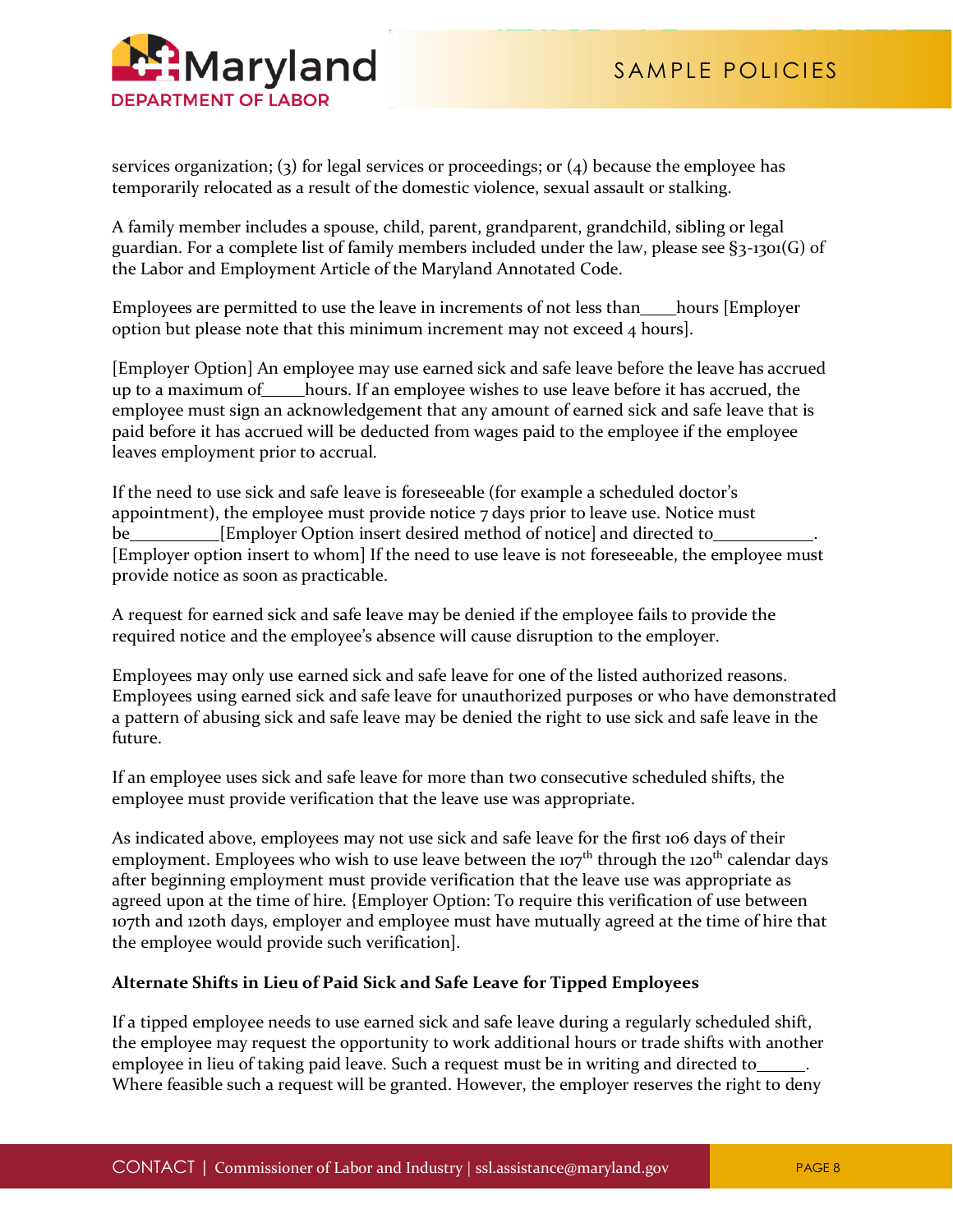services organization; (3) for legal services or proceedings; or (4) because the employee has temporarily relocated as a result of the domestic violence, sexual assault or stalking.

A family member includes a spouse, child, parent, grandparent, grandchild, sibling or legal guardian. For a complete list of family members included under the law, please see §3-1301(G) of the Labor and Employment Article of the Maryland Annotated Code.

Employees are permitted to use the leave in increments of not less than____hours [Employer option but please note that this minimum increment may not exceed 4 hours].

[Employer Option] An employee may use earned sick and safe leave before the leave has accrued up to a maximum of_____hours. If an employee wishes to use leave before it has accrued, the employee must sign an acknowledgement that any amount of earned sick and safe leave that is paid before it has accrued will be deducted from wages paid to the employee if the employee leaves employment prior to accrual.

If the need to use sick and safe leave is foreseeable (for example a scheduled doctor's appointment), the employee must provide notice 7 days prior to leave use. Notice must be__________[Employer Option insert desired method of notice] and directed to___________. [Employer option insert to whom] If the need to use leave is not foreseeable, the employee must provide notice as soon as practicable.

A request for earned sick and safe leave may be denied if the employee fails to provide the required notice and the employee's absence will cause disruption to the employer.

Employees may only use earned sick and safe leave for one of the listed authorized reasons. Employees using earned sick and safe leave for unauthorized purposes or who have demonstrated a pattern of abusing sick and safe leave may be denied the right to use sick and safe leave in the future.

If an employee uses sick and safe leave for more than two consecutive scheduled shifts, the employee must provide verification that the leave use was appropriate.

As indicated above, employees may not use sick and safe leave for the first 106 days of their employment. Employees who wish to use leave between the 107th through the 120th calendar days after beginning employment must provide verification that the leave use was appropriate as agreed upon at the time of hire. {Employer Option: To require this verification of use between 107th and 120th days, employer and employee must have mutually agreed at the time of hire that the employee would provide such verification].

**Alternate Shifts in Lieu of Paid Sick and Safe Leave for Tipped Employees**

If a tipped employee needs to use earned sick and safe leave during a regularly scheduled shift, the employee may request the opportunity to work additional hours or trade shifts with another employee in lieu of taking paid leave. Such a request must be in writing and directed to______. Where feasible such a request will be granted. However, the employer reserves the right to deny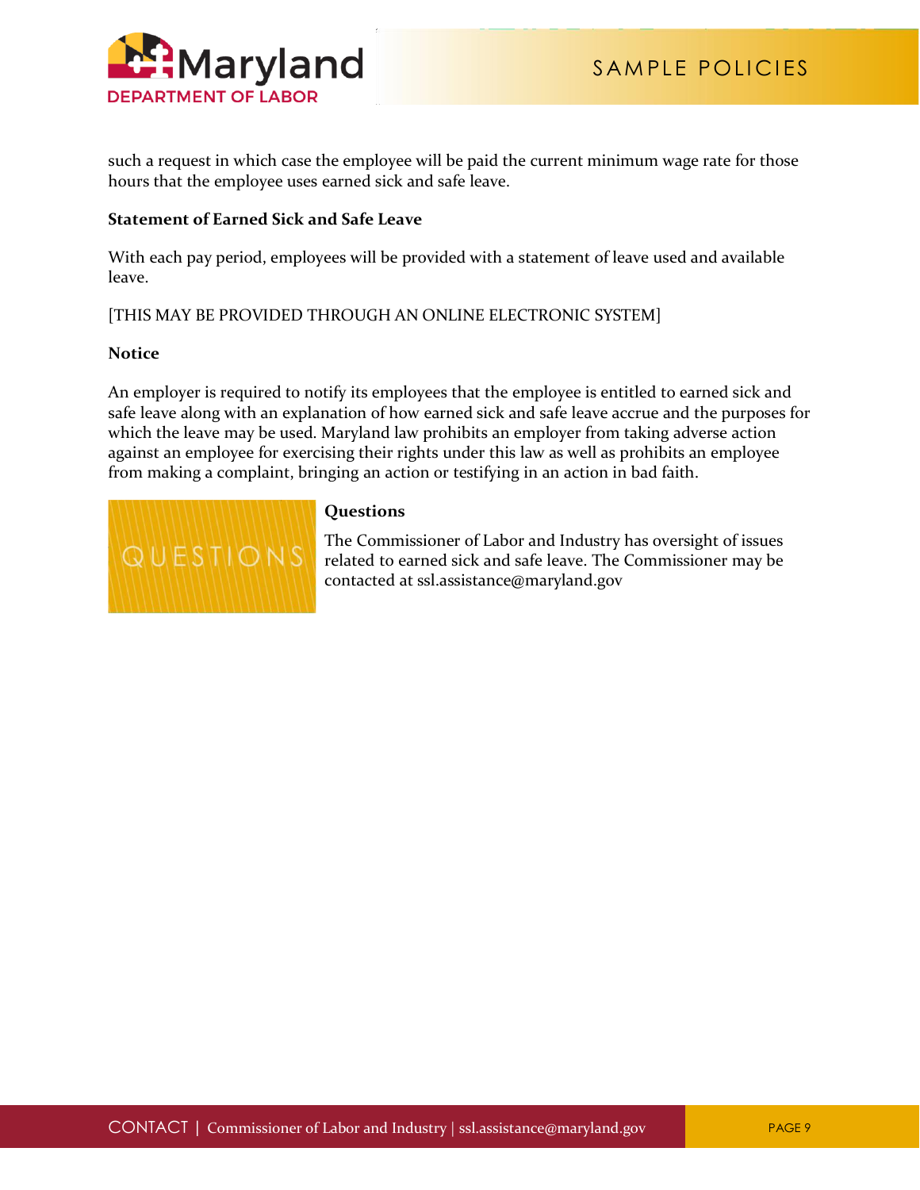such a request in which case the employee will be paid the current minimum wage rate for those hours that the employee uses earned sick and safe leave.

**Statement of Earned Sick and Safe Leave**

With each pay period, employees will be provided with a statement of leave used and available leave.

[THIS MAY BE PROVIDED THROUGH AN ONLINE ELECTRONIC SYSTEM]

**Notice**

An employer is required to notify its employees that the employee is entitled to earned sick and safe leave along with an explanation of how earned sick and safe leave accrue and the purposes for which the leave may be used. Maryland law prohibits an employer from taking adverse action against an employee for exercising their rights under this law as well as prohibits an employee from making a complaint, bringing an action or testifying in an action in bad faith.

QUESTIONS

**Questions**

The Commissioner of Labor and Industry has oversight of issues related to earned sick and safe leave. The Commissioner may be contacted at ssl.assistance@maryland.gov